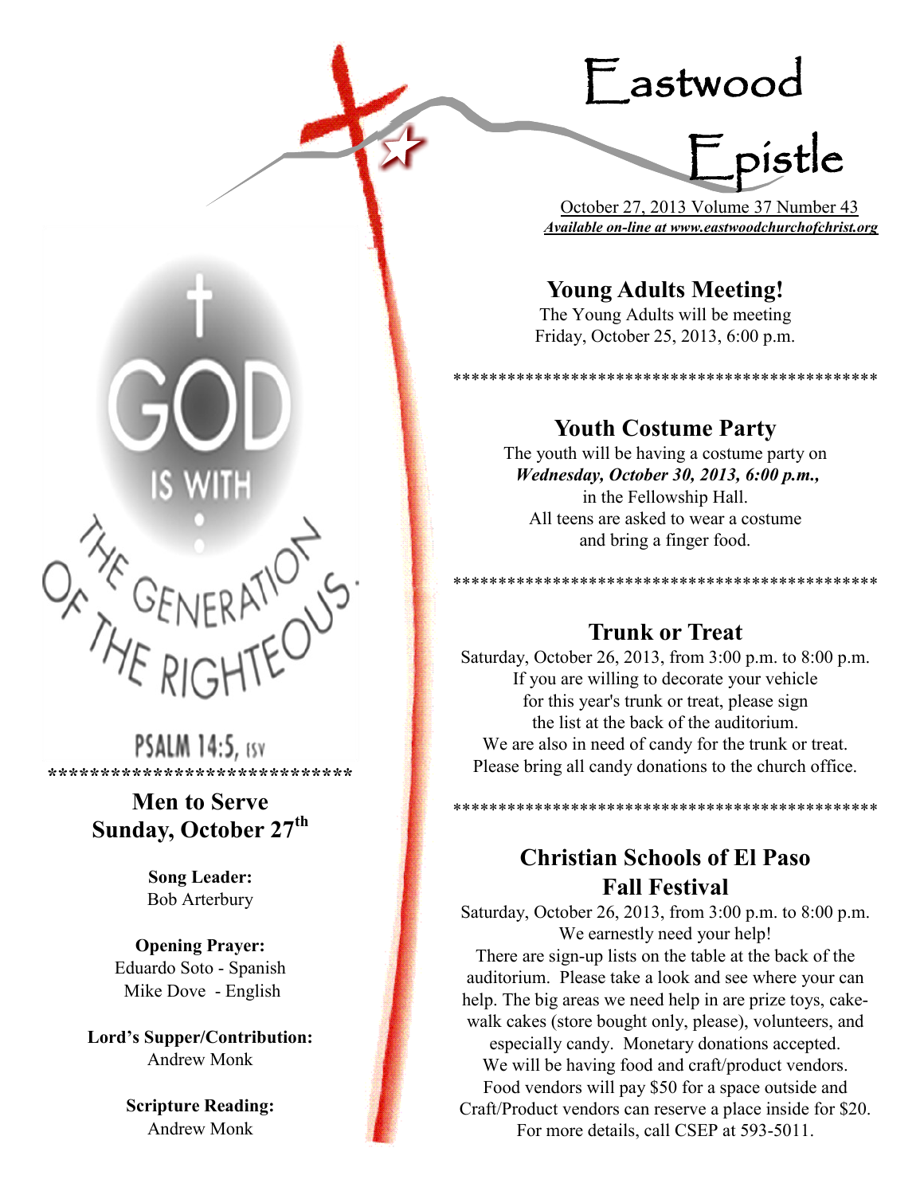# Eastwood Epistle

October 27, 2013 Volume 37 Number 43

***Available on-line at www.eastwoodchurchofchrist.org***

GOD IS WITH THE GENERATION OF THE RIGHTEOUS.

PSALM 14:5, ESV

****************************

## Men to Serve Sunday, October 27th

**Song Leader:**
Bob Arterbury

**Opening Prayer:**
Eduardo Soto - Spanish
Mike Dove - English

**Lord's Supper/Contribution:**
Andrew Monk

**Scripture Reading:**
Andrew Monk

## Young Adults Meeting!

The Young Adults will be meeting Friday, October 25, 2013, 6:00 p.m.

**********************************************

## Youth Costume Party

The youth will be having a costume party on ***Wednesday, October 30, 2013, 6:00 p.m.,*** in the Fellowship Hall. All teens are asked to wear a costume and bring a finger food.

**********************************************

## Trunk or Treat

Saturday, October 26, 2013, from 3:00 p.m. to 8:00 p.m. If you are willing to decorate your vehicle for this year's trunk or treat, please sign the list at the back of the auditorium. We are also in need of candy for the trunk or treat. Please bring all candy donations to the church office.

**********************************************

## Christian Schools of El Paso Fall Festival

Saturday, October 26, 2013, from 3:00 p.m. to 8:00 p.m. We earnestly need your help! There are sign-up lists on the table at the back of the auditorium. Please take a look and see where your can help. The big areas we need help in are prize toys, cake-walk cakes (store bought only, please), volunteers, and especially candy. Monetary donations accepted. We will be having food and craft/product vendors. Food vendors will pay $50 for a space outside and Craft/Product vendors can reserve a place inside for $20. For more details, call CSEP at 593-5011.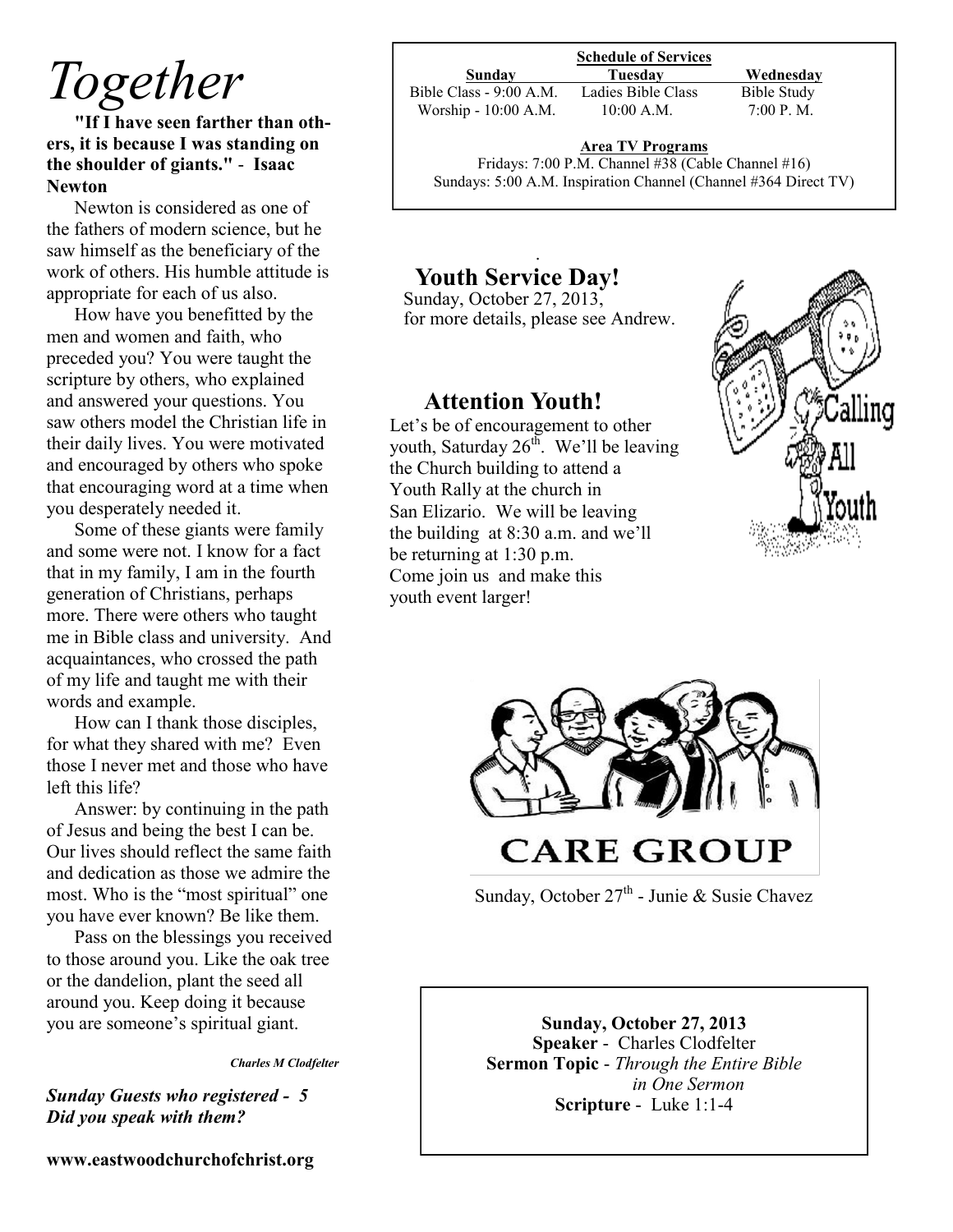# *Together*

**"If I have seen farther than others, it is because I was standing on the shoulder of giants."** - **Isaac Newton**

Newton is considered as one of the fathers of modern science, but he saw himself as the beneficiary of the work of others. His humble attitude is appropriate for each of us also.

How have you benefitted by the men and women and faith, who preceded you? You were taught the scripture by others, who explained and answered your questions. You saw others model the Christian life in their daily lives. You were motivated and encouraged by others who spoke that encouraging word at a time when you desperately needed it.

Some of these giants were family and some were not. I know for a fact that in my family, I am in the fourth generation of Christians, perhaps more. There were others who taught me in Bible class and university. And acquaintances, who crossed the path of my life and taught me with their words and example.

How can I thank those disciples, for what they shared with me? Even those I never met and those who have left this life?

Answer: by continuing in the path of Jesus and being the best I can be. Our lives should reflect the same faith and dedication as those we admire the most. Who is the "most spiritual" one you have ever known? Be like them.

Pass on the blessings you received to those around you. Like the oak tree or the dandelion, plant the seed all around you. Keep doing it because you are someone's spiritual giant.

***Charles M Clodfelter***

***Sunday Guests who registered - 5***
***Did you speak with them?***

**www.eastwoodchurchofchrist.org**

**Schedule of Services**

| **Sunday** | **Tuesday** | **Wednesday** |
|---|---|---|
| Bible Class - 9:00 A.M. | Ladies Bible Class | Bible Study |
| Worship - 10:00 A.M. | 10:00 A.M. | 7:00 P. M. |

**Area TV Programs**
Fridays: 7:00 P.M. Channel #38 (Cable Channel #16)
Sundays: 5:00 A.M. Inspiration Channel (Channel #364 Direct TV)

## Youth Service Day!

Sunday, October 27, 2013,
for more details, please see Andrew.

## Attention Youth!

Let's be of encouragement to other youth, Saturday 26th. We'll be leaving the Church building to attend a Youth Rally at the church in San Elizario. We will be leaving the building at 8:30 a.m. and we'll be returning at 1:30 p.m. Come join us and make this youth event larger!

**CARE GROUP**

Sunday, October 27th - Junie & Susie Chavez

**Sunday, October 27, 2013**
**Speaker** - Charles Clodfelter
**Sermon Topic** - *Through the Entire Bible in One Sermon*
**Scripture** - Luke 1:1-4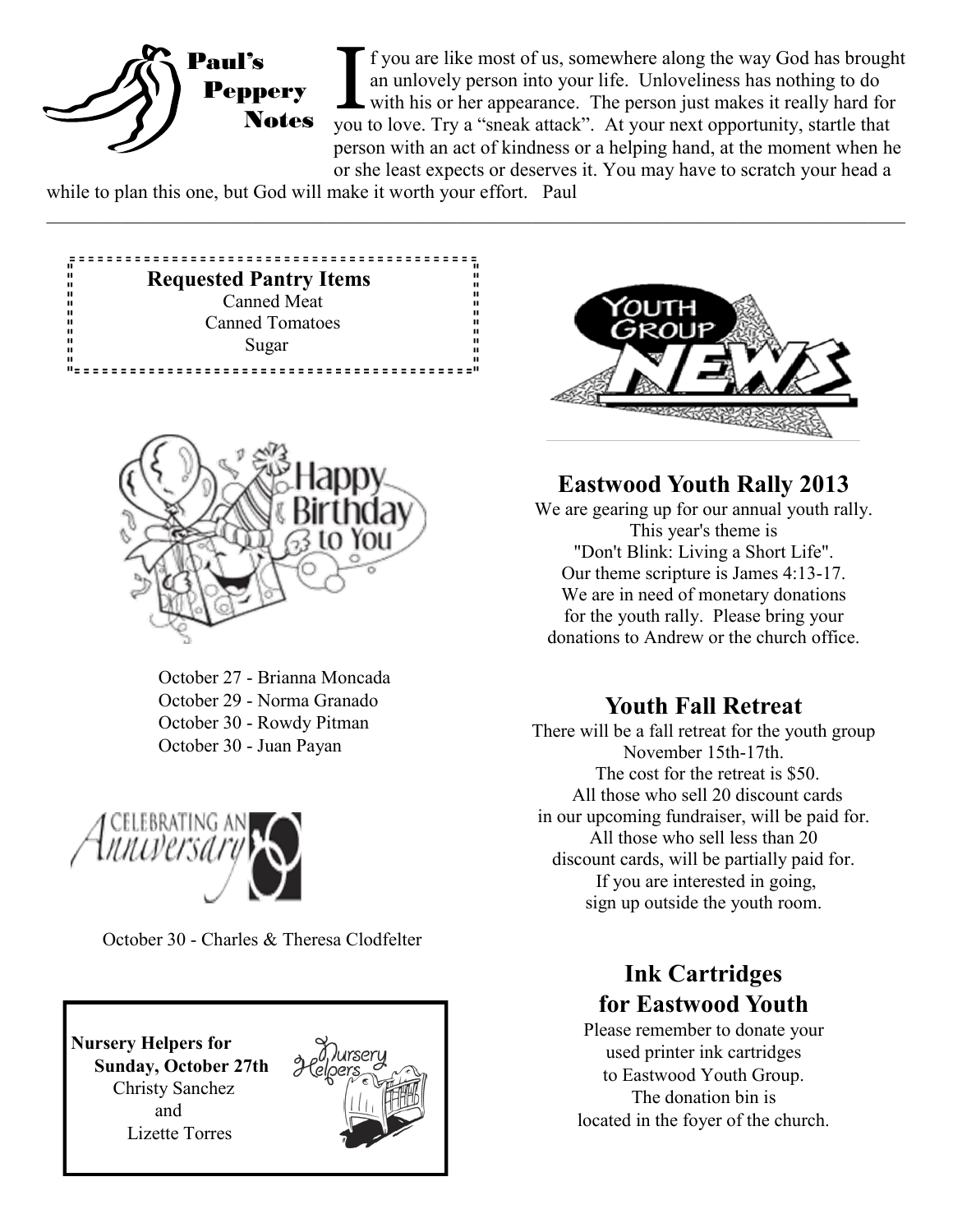## Paul's Peppery Notes

If you are like most of us, somewhere along the way God has brought an unlovely person into your life. Unloveliness has nothing to do with his or her appearance. The person just makes it really hard for you to love. Try a "sneak attack". At your next opportunity, startle that person with an act of kindness or a helping hand, at the moment when he or she least expects or deserves it. You may have to scratch your head a while to plan this one, but God will make it worth your effort. Paul

---

**Requested Pantry Items**

Canned Meat
Canned Tomatoes
Sugar

## Happy Birthday to You

October 27 - Brianna Moncada
October 29 - Norma Granado
October 30 - Rowdy Pitman
October 30 - Juan Payan

## Celebrating an Anniversary

October 30 - Charles & Theresa Clodfelter

**Nursery Helpers for Sunday, October 27th**

Christy Sanchez
and
Lizette Torres

## Youth Group News

### Eastwood Youth Rally 2013

We are gearing up for our annual youth rally. This year's theme is "Don't Blink: Living a Short Life". Our theme scripture is James 4:13-17. We are in need of monetary donations for the youth rally. Please bring your donations to Andrew or the church office.

### Youth Fall Retreat

There will be a fall retreat for the youth group November 15th-17th. The cost for the retreat is $50. All those who sell 20 discount cards in our upcoming fundraiser, will be paid for. All those who sell less than 20 discount cards, will be partially paid for. If you are interested in going, sign up outside the youth room.

### Ink Cartridges for Eastwood Youth

Please remember to donate your used printer ink cartridges to Eastwood Youth Group. The donation bin is located in the foyer of the church.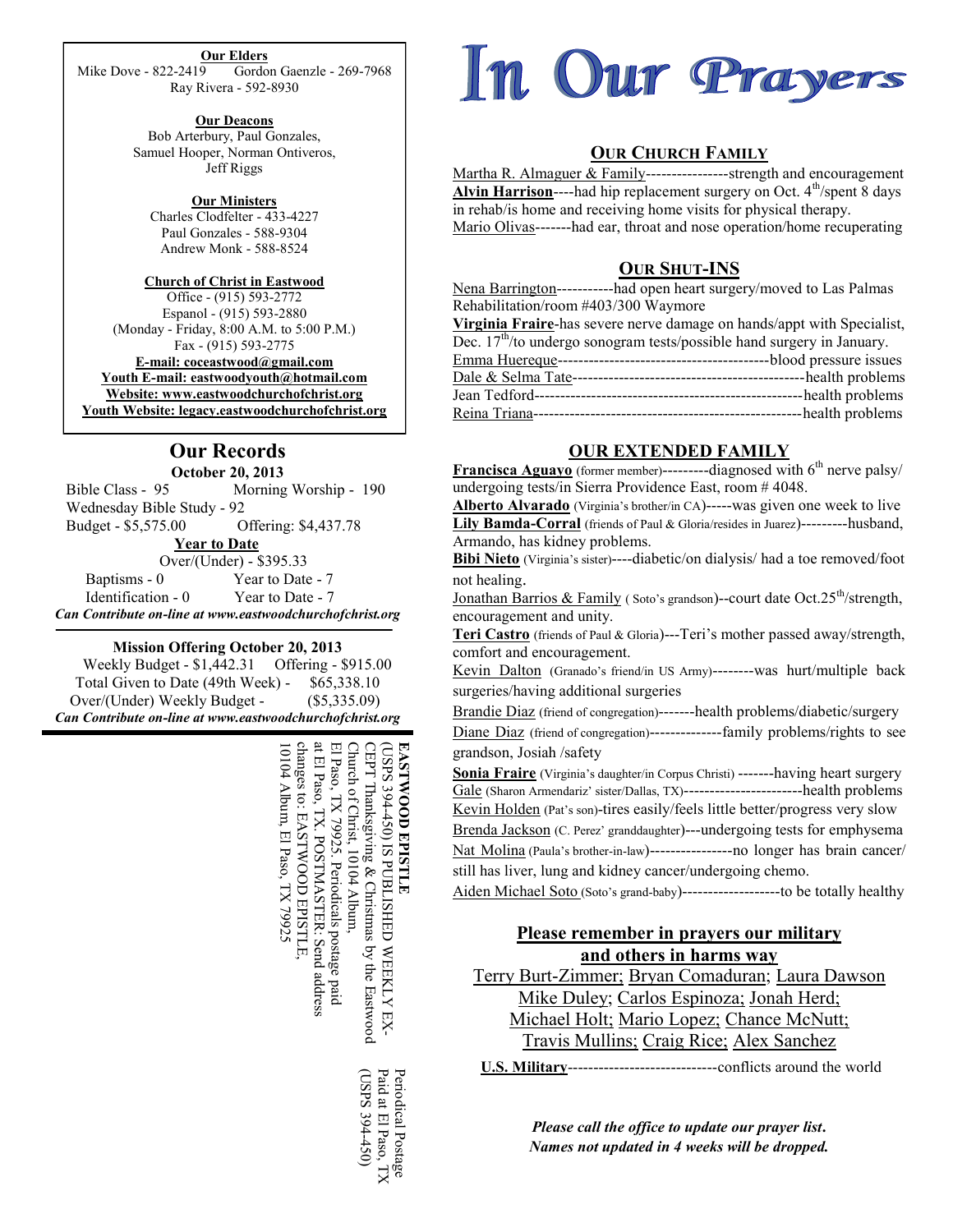**Our Elders**

Mike Dove - 822-2419 Gordon Gaenzle - 269-7968

Ray Rivera - 592-8930

**Our Deacons**

Bob Arterbury, Paul Gonzales, Samuel Hooper, Norman Ontiveros, Jeff Riggs

**Our Ministers**

Charles Clodfelter - 433-4227

Paul Gonzales - 588-9304

Andrew Monk - 588-8524

**Church of Christ in Eastwood**

Office - (915) 593-2772

Espanol - (915) 593-2880

(Monday - Friday, 8:00 A.M. to 5:00 P.M.)

Fax - (915) 593-2775

**E-mail: coceastwood@gmail.com**

**Youth E-mail: eastwoodyouth@hotmail.com**

**Website: www.eastwoodchurchofchrist.org**

**Youth Website: legacy.eastwoodchurchofchrist.org**

## Our Records

**October 20, 2013**

| | |
|---|---|
| Bible Class - 95 | Morning Worship - 190 |
| Wednesday Bible Study - 92 | |
| Budget - $5,575.00 | Offering: $4,437.78 |

**Year to Date**

Over/(Under) - $395.33

| | |
|---|---|
| Baptisms - 0 | Year to Date - 7 |
| Identification - 0 | Year to Date - 7 |

***Can Contribute on-line at www.eastwoodchurchofchrist.org***

**Mission Offering October 20, 2013**

Weekly Budget - $1,442.31 Offering - $915.00

Total Given to Date (49th Week) - $65,338.10

Over/(Under) Weekly Budget - ($5,335.09)

***Can Contribute on-line at www.eastwoodchurchofchrist.org***

**EASTWOOD EPISTLE** (USPS 394-450) IS PUBLISHED WEEKLY EXCEPT Thanksgiving & Christmas by the Eastwood Church of Christ, 10104 Album, El Paso, TX 79925. Periodicals postage paid at El Paso, TX. POSTMASTER: Send address changes to: EASTWOOD EPISTLE, 10104 Album, El Paso, TX 79925

Periodical Postage Paid at El Paso, TX (USPS 394-450)

# In Our Prayers

## Our Church Family

Martha R. Almaguer & Family----------------strength and encouragement

**Alvin Harrison**----had hip replacement surgery on Oct. 4th/spent 8 days in rehab/is home and receiving home visits for physical therapy.

Mario Olivas-------had ear, throat and nose operation/home recuperating

## Our Shut-Ins

Nena Barrington-----------had open heart surgery/moved to Las Palmas Rehabilitation/room #403/300 Waymore

**Virginia Fraire**-has severe nerve damage on hands/appt with Specialist, Dec. 17th/to undergo sonogram tests/possible hand surgery in January.

Emma Huereque----------------------------------------blood pressure issues

Dale & Selma Tate---------------------------------------------health problems

Jean Tedford----------------------------------------------------health problems

Reina Triana----------------------------------------------------health problems

## Our Extended Family

**Francisca Aguayo** (former member)---------diagnosed with 6th nerve palsy/ undergoing tests/in Sierra Providence East, room # 4048.

**Alberto Alvarado** (Virginia's brother/in CA)-----was given one week to live

**Lily Bamda-Corral** (friends of Paul & Gloria/resides in Juarez)---------husband, Armando, has kidney problems.

**Bibi Nieto** (Virginia's sister)----diabetic/on dialysis/ had a toe removed/foot not healing.

Jonathan Barrios & Family ( Soto's grandson)--court date Oct.25th/strength, encouragement and unity.

**Teri Castro** (friends of Paul & Gloria)---Teri's mother passed away/strength, comfort and encouragement.

Kevin Dalton (Granado's friend/in US Army)--------was hurt/multiple back surgeries/having additional surgeries

Brandie Diaz (friend of congregation)-------health problems/diabetic/surgery

Diane Diaz (friend of congregation)--------------family problems/rights to see grandson, Josiah /safety

**Sonia Fraire** (Virginia's daughter/in Corpus Christi) -------having heart surgery

Gale (Sharon Armendariz' sister/Dallas, TX)-----------------------health problems

Kevin Holden (Pat's son)-tires easily/feels little better/progress very slow

Brenda Jackson (C. Perez' granddaughter)---undergoing tests for emphysema

Nat Molina (Paula's brother-in-law)----------------no longer has brain cancer/ still has liver, lung and kidney cancer/undergoing chemo.

Aiden Michael Soto (Soto's grand-baby)-------------------to be totally healthy

**Please remember in prayers our military and others in harms way**

Terry Burt-Zimmer; Bryan Comaduran; Laura Dawson Mike Duley; Carlos Espinoza; Jonah Herd; Michael Holt; Mario Lopez; Chance McNutt; Travis Mullins; Craig Rice; Alex Sanchez

**U.S. Military**----------------------------conflicts around the world

***Please call the office to update our prayer list. Names not updated in 4 weeks will be dropped.***